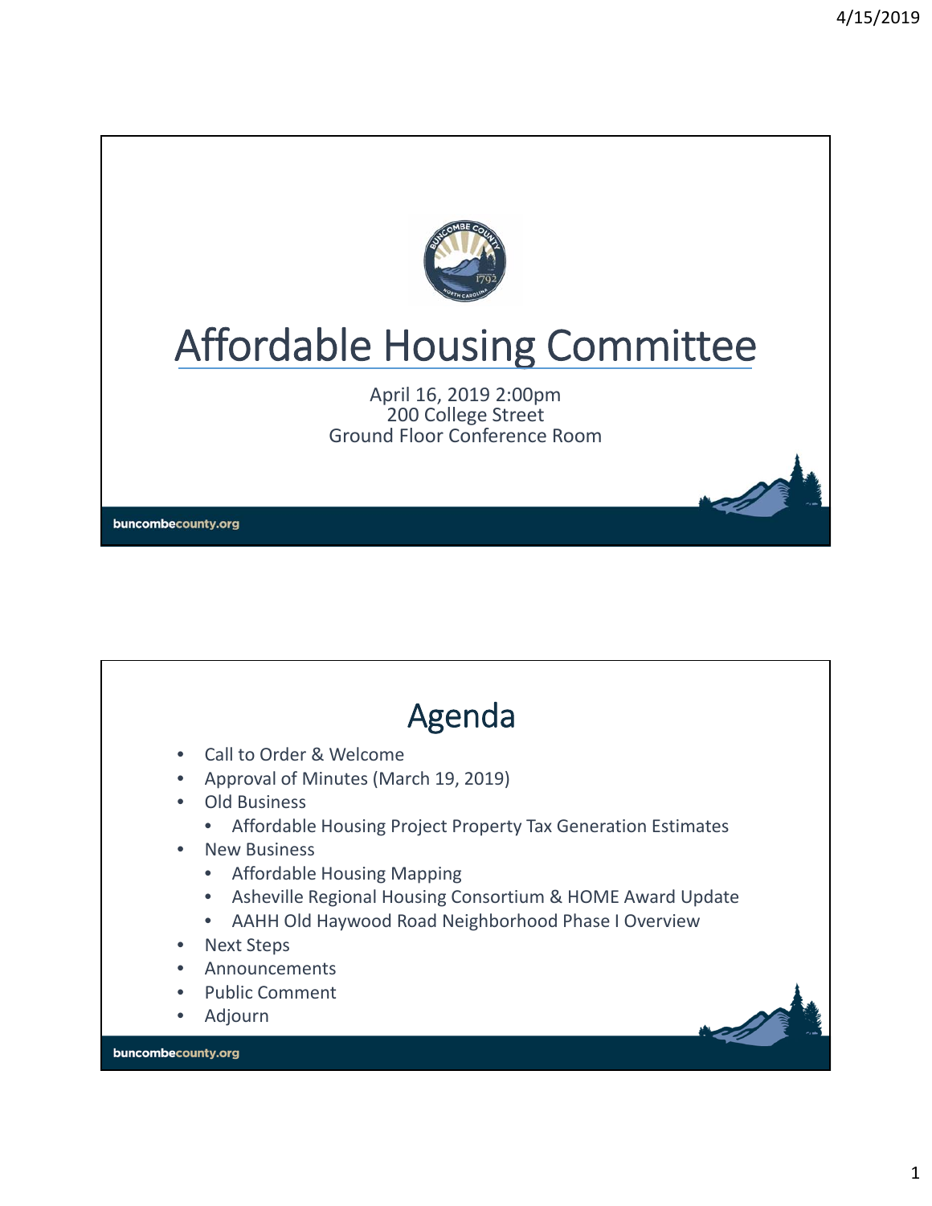# Affordable Housing Committee

April 16, 2019 2:00pm
200 College Street
Ground Floor Conference Room

buncombecounty.org

## Agenda

- Call to Order & Welcome
- Approval of Minutes (March 19, 2019)
- Old Business
  - Affordable Housing Project Property Tax Generation Estimates
- New Business
  - Affordable Housing Mapping
  - Asheville Regional Housing Consortium & HOME Award Update
  - AAHH Old Haywood Road Neighborhood Phase I Overview
- Next Steps
- Announcements
- Public Comment
- Adjourn

buncombecounty.org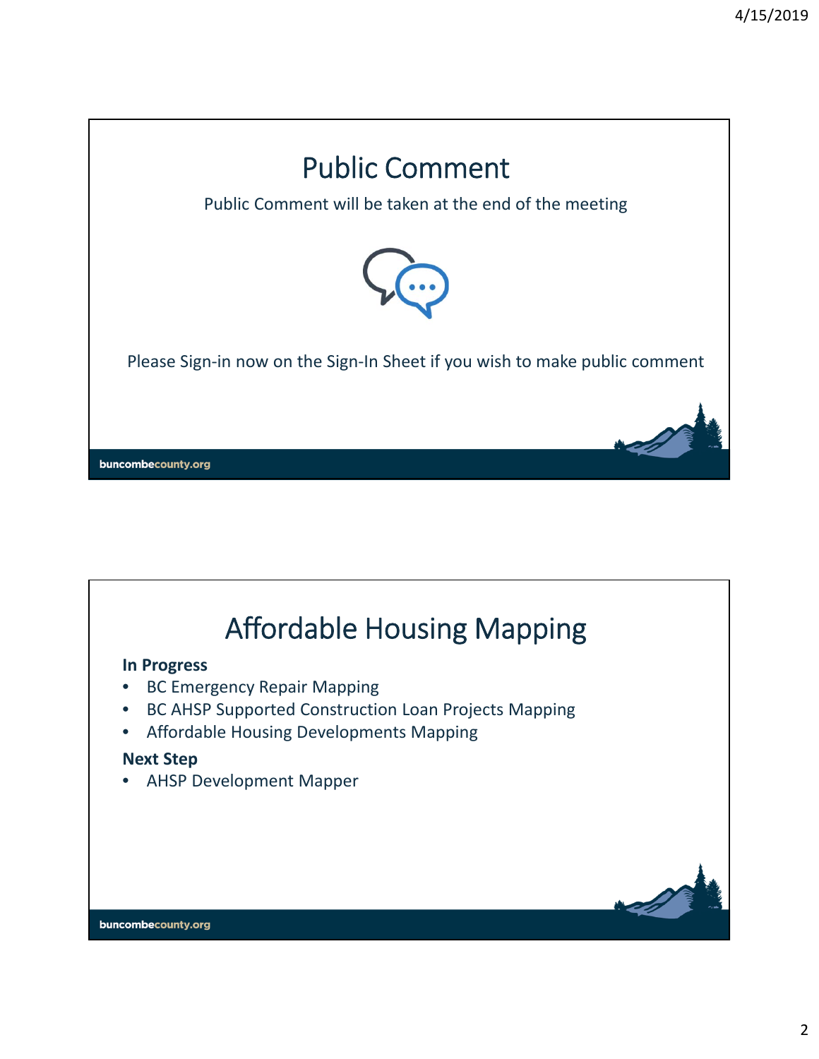# Public Comment

Public Comment will be taken at the end of the meeting

Please Sign-in now on the Sign-In Sheet if you wish to make public comment

# Affordable Housing Mapping

**In Progress**

- BC Emergency Repair Mapping
- BC AHSP Supported Construction Loan Projects Mapping
- Affordable Housing Developments Mapping

**Next Step**

- AHSP Development Mapper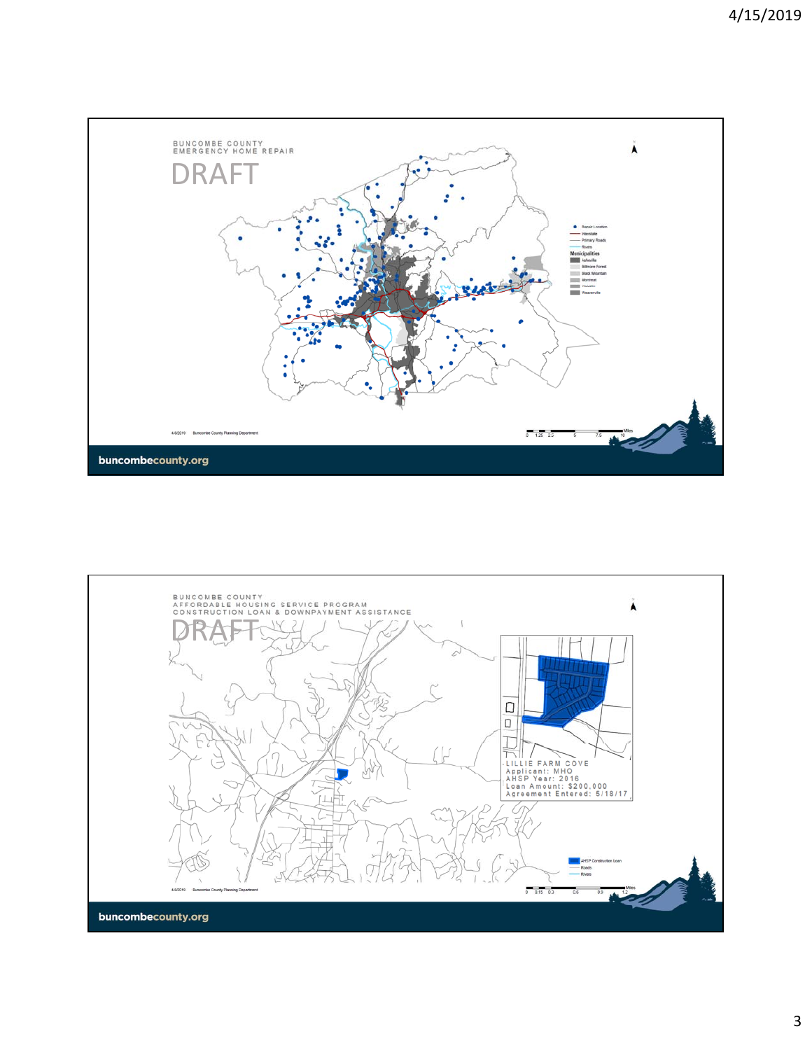BUNCOMBE COUNTY
EMERGENCY HOME REPAIR

DRAFT

Repair Location
Interstate
Primary Roads
Rivers
Municipalities
Asheville
Biltmore Forest
Black Mountain
Montreat
Woodfin
Weaverville

4/8/2019 Buncombe County Planning Department

0 1.25 2.5 5 7.5 10 Miles

buncombecounty.org

BUNCOMBE COUNTY
AFFORDABLE HOUSING SERVICE PROGRAM
CONSTRUCTION LOAN & DOWNPAYMENT ASSISTANCE

DRAFT

LILLIE FARM COVE
Applicant: MHO
AHSP Year: 2016
Loan Amount: $200,000
Agreement Entered: 5/18/17

AHSP Construction Loan
Roads
Rivers

4/8/2019 Buncombe County Planning Department

0 0.15 0.3 0.6 0.9 1.2 Miles

buncombecounty.org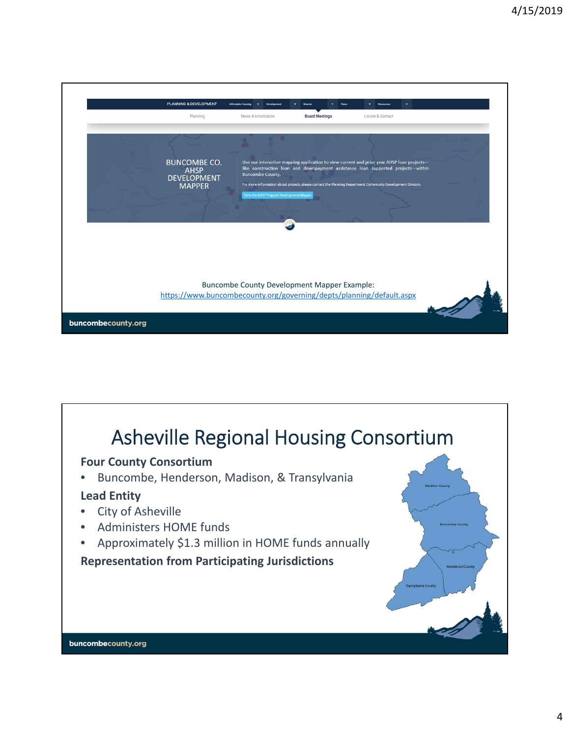BUNCOMBE CO. AHSP DEVELOPMENT MAPPER

Use our interactive mapping application to view current and prior year AHSP loan projects—like construction loan and downpayment assistance loan supported projects—within Buncombe County.

For more information about projects please contact the Planning Department Community Development Division.

View the AHSP Program Development Mapper

Buncombe County Development Mapper Example:
https://www.buncombecounty.org/governing/depts/planning/default.aspx

# Asheville Regional Housing Consortium

**Four County Consortium**

- Buncombe, Henderson, Madison, & Transylvania

**Lead Entity**

- City of Asheville
- Administers HOME funds
- Approximately $1.3 million in HOME funds annually

**Representation from Participating Jurisdictions**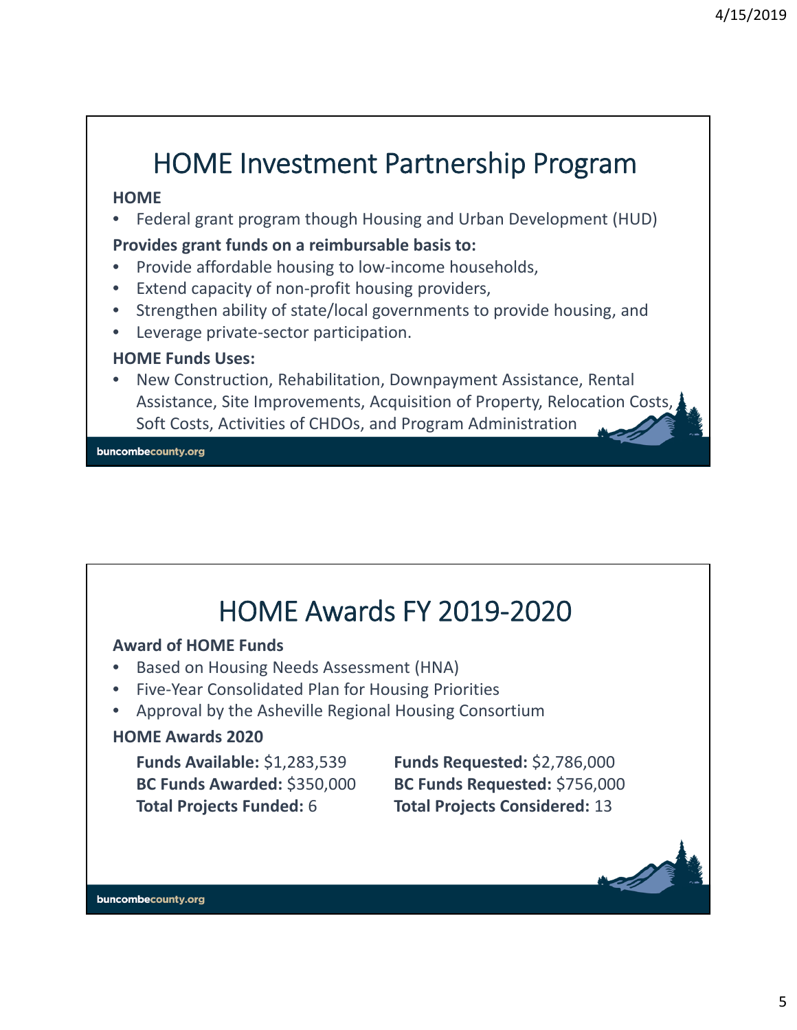# HOME Investment Partnership Program

**HOME**

- Federal grant program though Housing and Urban Development (HUD)

**Provides grant funds on a reimbursable basis to:**

- Provide affordable housing to low-income households,
- Extend capacity of non-profit housing providers,
- Strengthen ability of state/local governments to provide housing, and
- Leverage private-sector participation.

**HOME Funds Uses:**

- New Construction, Rehabilitation, Downpayment Assistance, Rental Assistance, Site Improvements, Acquisition of Property, Relocation Costs, Soft Costs, Activities of CHDOs, and Program Administration

buncombecounty.org

# HOME Awards FY 2019-2020

**Award of HOME Funds**

- Based on Housing Needs Assessment (HNA)
- Five-Year Consolidated Plan for Housing Priorities
- Approval by the Asheville Regional Housing Consortium

**HOME Awards 2020**

**Funds Available:** $1,283,539
**BC Funds Awarded:** $350,000
**Total Projects Funded:** 6

**Funds Requested:** $2,786,000
**BC Funds Requested:** $756,000
**Total Projects Considered:** 13

buncombecounty.org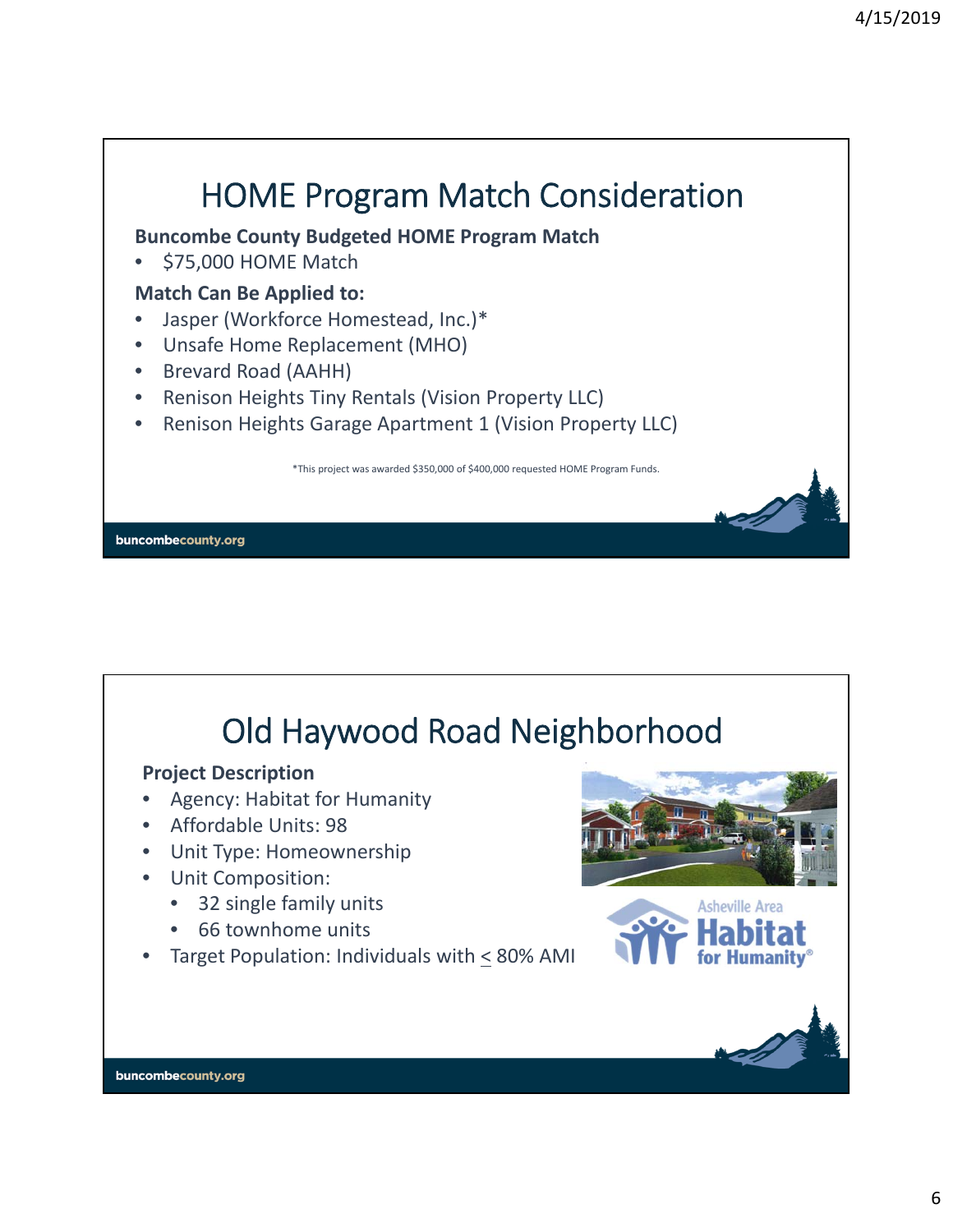# HOME Program Match Consideration

**Buncombe County Budgeted HOME Program Match**

- $75,000 HOME Match

**Match Can Be Applied to:**

- Jasper (Workforce Homestead, Inc.)*
- Unsafe Home Replacement (MHO)
- Brevard Road (AAHH)
- Renison Heights Tiny Rentals (Vision Property LLC)
- Renison Heights Garage Apartment 1 (Vision Property LLC)

*This project was awarded $350,000 of $400,000 requested HOME Program Funds.

# Old Haywood Road Neighborhood

**Project Description**

- Agency: Habitat for Humanity
- Affordable Units: 98
- Unit Type: Homeownership
- Unit Composition:
  - 32 single family units
  - 66 townhome units
- Target Population: Individuals with ≤ 80% AMI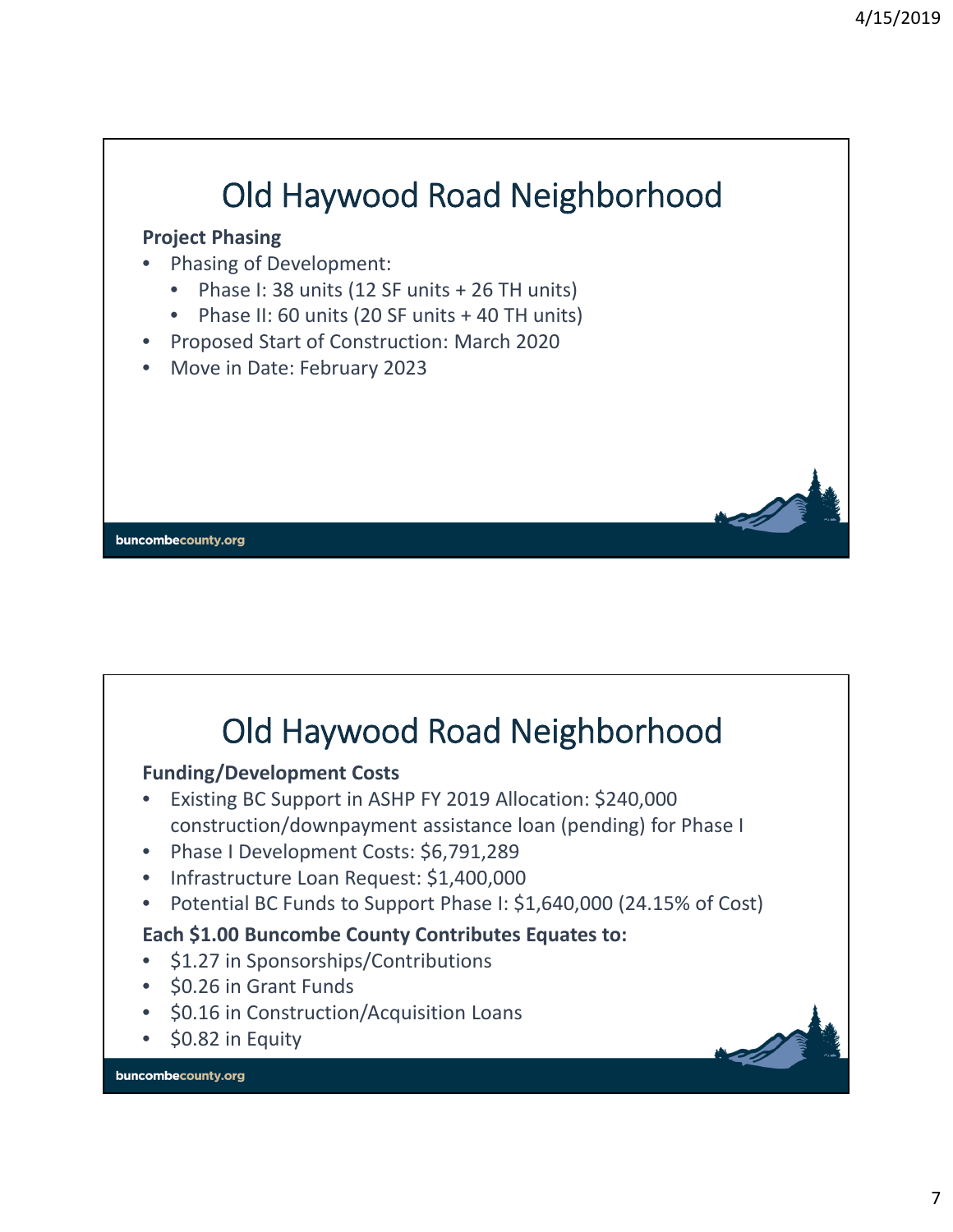# Old Haywood Road Neighborhood

**Project Phasing**

- Phasing of Development:
  - Phase I: 38 units (12 SF units + 26 TH units)
  - Phase II: 60 units (20 SF units + 40 TH units)
- Proposed Start of Construction: March 2020
- Move in Date: February 2023

# Old Haywood Road Neighborhood

**Funding/Development Costs**

- Existing BC Support in ASHP FY 2019 Allocation: $240,000 construction/downpayment assistance loan (pending) for Phase I
- Phase I Development Costs: $6,791,289
- Infrastructure Loan Request: $1,400,000
- Potential BC Funds to Support Phase I: $1,640,000 (24.15% of Cost)

**Each $1.00 Buncombe County Contributes Equates to:**

- $1.27 in Sponsorships/Contributions
- $0.26 in Grant Funds
- $0.16 in Construction/Acquisition Loans
- $0.82 in Equity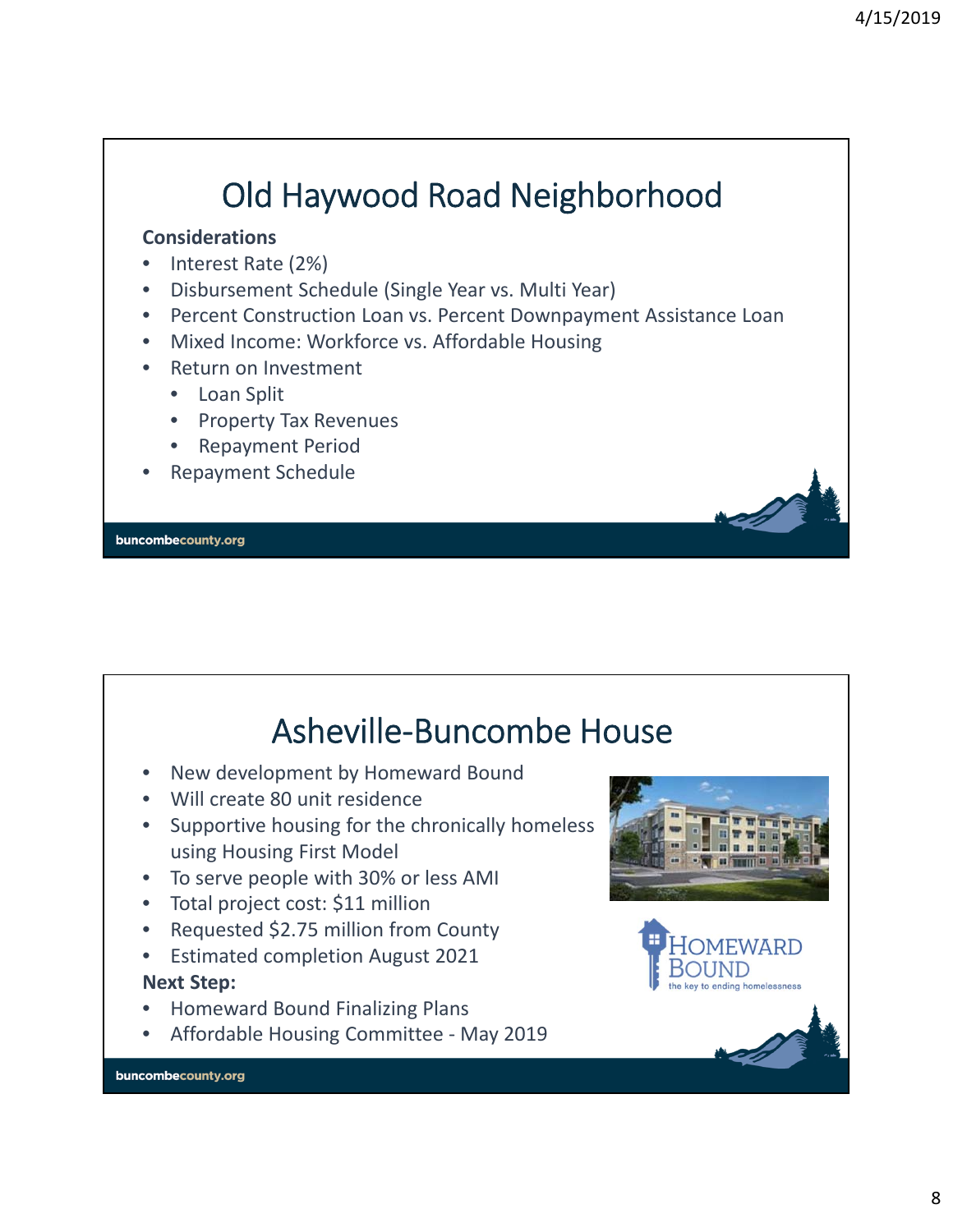# Old Haywood Road Neighborhood

**Considerations**

- Interest Rate (2%)
- Disbursement Schedule (Single Year vs. Multi Year)
- Percent Construction Loan vs. Percent Downpayment Assistance Loan
- Mixed Income: Workforce vs. Affordable Housing
- Return on Investment
  - Loan Split
  - Property Tax Revenues
  - Repayment Period
- Repayment Schedule

# Asheville-Buncombe House

- New development by Homeward Bound
- Will create 80 unit residence
- Supportive housing for the chronically homeless using Housing First Model
- To serve people with 30% or less AMI
- Total project cost: $11 million
- Requested $2.75 million from County
- Estimated completion August 2021

**Next Step:**

- Homeward Bound Finalizing Plans
- Affordable Housing Committee - May 2019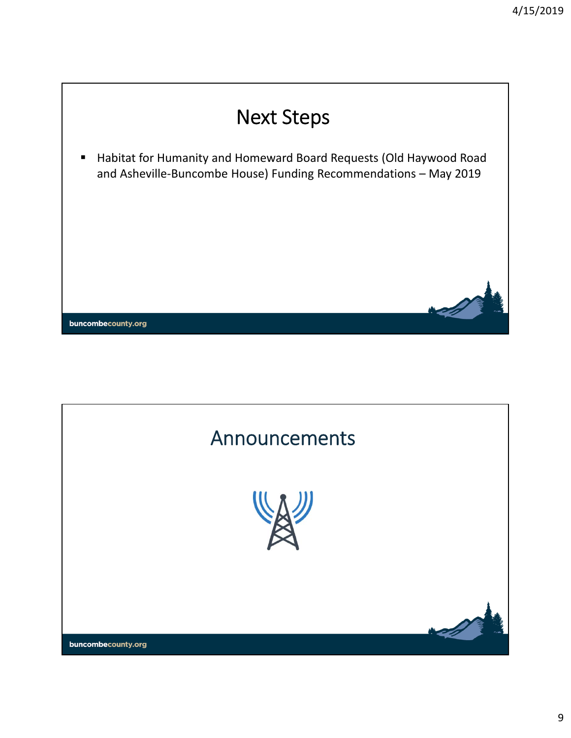# Next Steps

- Habitat for Humanity and Homeward Board Requests (Old Haywood Road and Asheville-Buncombe House) Funding Recommendations – May 2019

# Announcements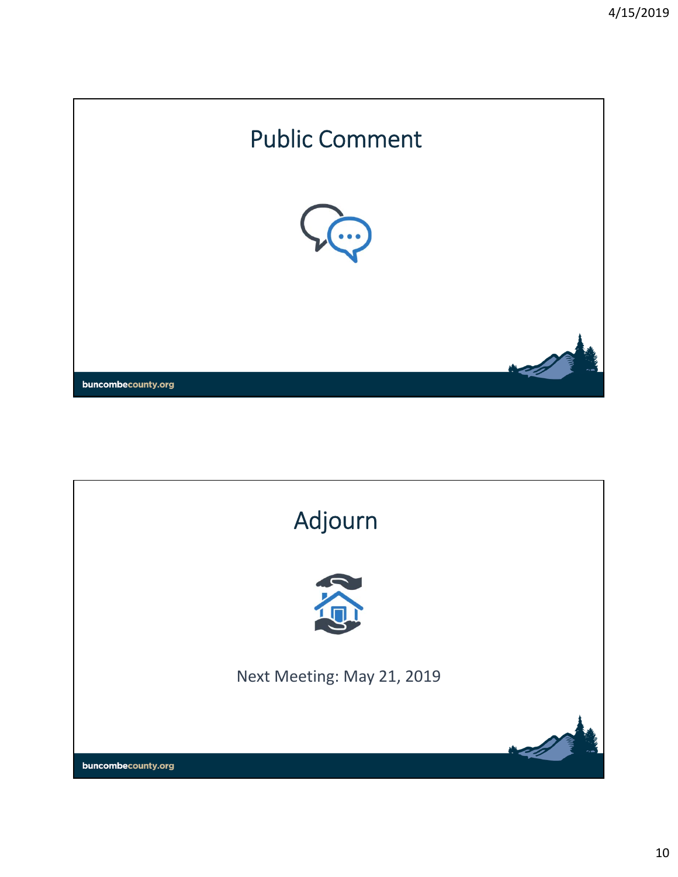## Public Comment

buncombecounty.org

## Adjourn

Next Meeting: May 21, 2019

buncombecounty.org